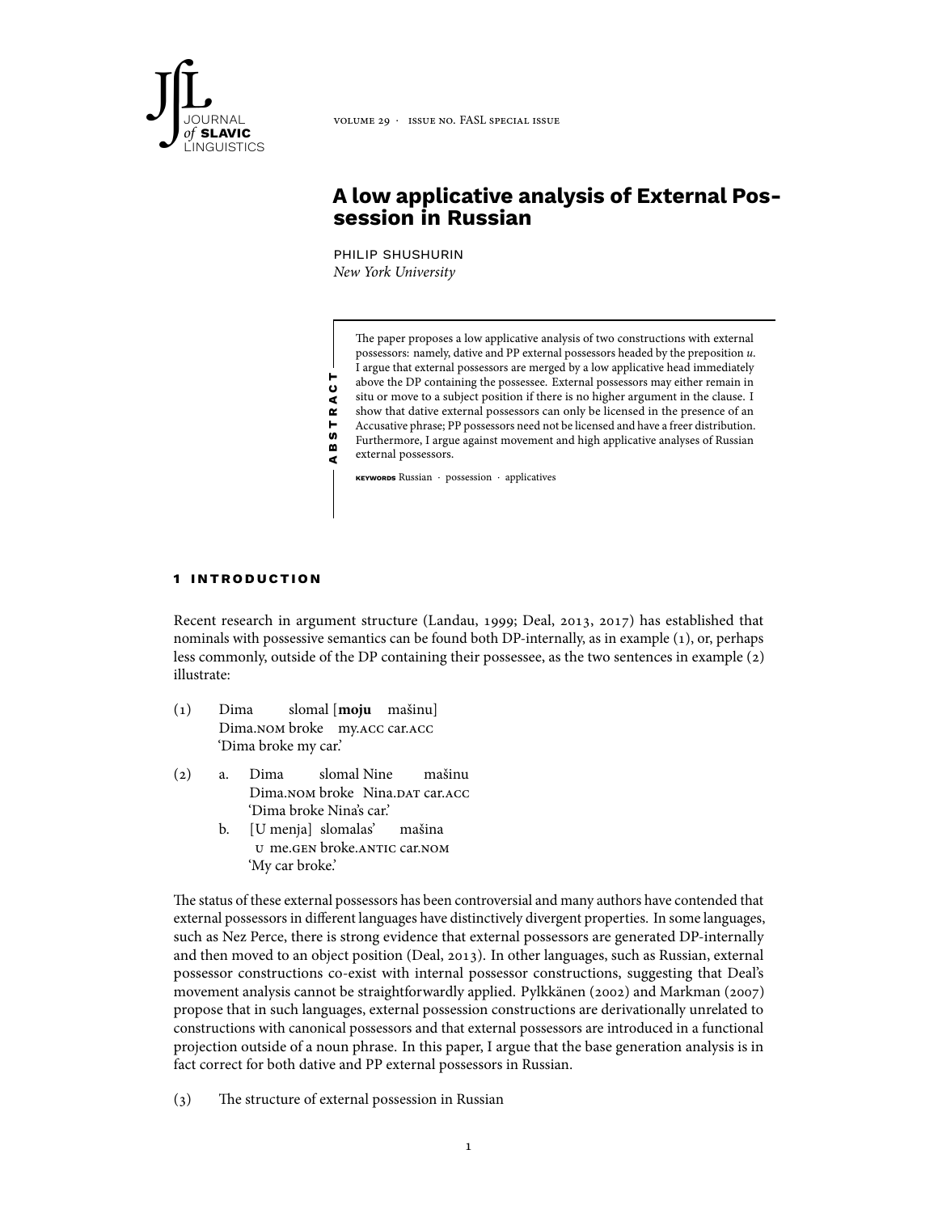# A low applicative analysis of External Possession in Russian

PHILIP SHUSHURIN
*New York University*

**ABSTRACT**

The paper proposes a low applicative analysis of two constructions with external possessors: namely, dative and PP external possessors headed by the preposition *u*. I argue that external possessors are merged by a low applicative head immediately above the DP containing the possessee. External possessors may either remain in situ or move to a subject position if there is no higher argument in the clause. I show that dative external possessors can only be licensed in the presence of an Accusative phrase; PP possessors need not be licensed and have a freer distribution. Furthermore, I argue against movement and high applicative analyses of Russian external possessors.

**KEYWORDS** Russian · possession · applicatives

## 1 INTRODUCTION

Recent research in argument structure (Landau, 1999; Deal, 2013, 2017) has established that nominals with possessive semantics can be found both DP-internally, as in example (1), or, perhaps less commonly, outside of the DP containing their possessee, as the two sentences in example (2) illustrate:

(1) Dima slomal [**moju** mašinu]
Dima.NOM broke my.ACC car.ACC
'Dima broke my car.'

(2) a. Dima slomal Nine mašinu
Dima.NOM broke Nina.DAT car.ACC
'Dima broke Nina's car.'

b. [U menja] slomalas' mašina
u me.GEN broke.ANTIC car.NOM
'My car broke.'

The status of these external possessors has been controversial and many authors have contended that external possessors in different languages have distinctively divergent properties. In some languages, such as Nez Perce, there is strong evidence that external possessors are generated DP-internally and then moved to an object position (Deal, 2013). In other languages, such as Russian, external possessor constructions co-exist with internal possessor constructions, suggesting that Deal's movement analysis cannot be straightforwardly applied. Pylkkänen (2002) and Markman (2007) propose that in such languages, external possession constructions are derivationally unrelated to constructions with canonical possessors and that external possessors are introduced in a functional projection outside of a noun phrase. In this paper, I argue that the base generation analysis is in fact correct for both dative and PP external possessors in Russian.

(3) The structure of external possession in Russian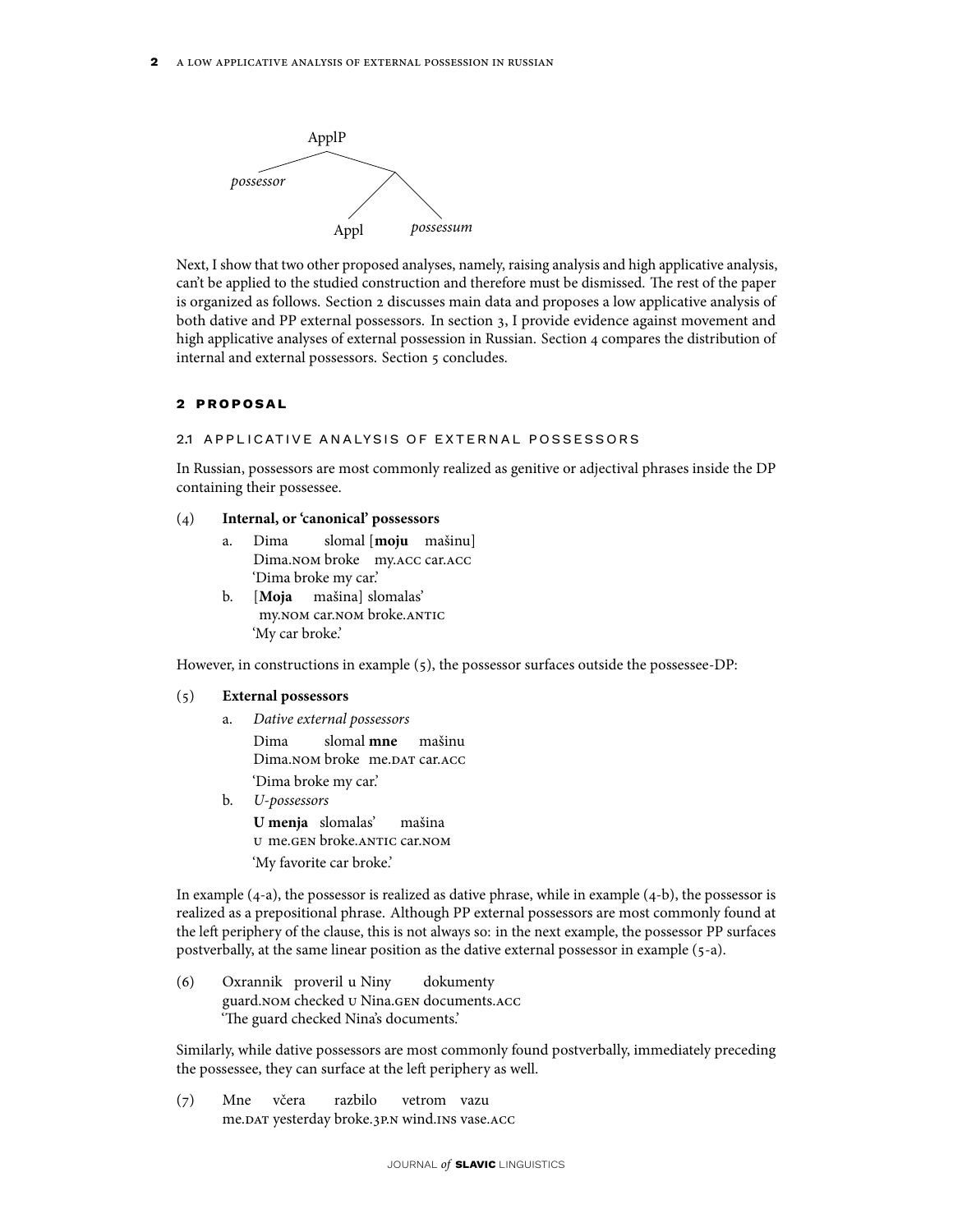```
ApplP
├── possessor
└── ·
    ├── Appl
    └── possessum
```

Next, I show that two other proposed analyses, namely, raising analysis and high applicative analysis, can't be applied to the studied construction and therefore must be dismissed. The rest of the paper is organized as follows. Section 2 discusses main data and proposes a low applicative analysis of both dative and PP external possessors. In section 3, I provide evidence against movement and high applicative analyses of external possession in Russian. Section 4 compares the distribution of internal and external possessors. Section 5 concludes.

## 2 PROPOSAL

### 2.1 APPLICATIVE ANALYSIS OF EXTERNAL POSSESSORS

In Russian, possessors are most commonly realized as genitive or adjectival phrases inside the DP containing their possessee.

(4) **Internal, or 'canonical' possessors**

a. Dima slomal [**moju** mašinu]
   Dima.NOM broke my.ACC car.ACC
   'Dima broke my car.'

b. [**Moja** mašina] slomalas'
   my.NOM car.NOM broke.ANTIC
   'My car broke.'

However, in constructions in example (5), the possessor surfaces outside the possessee-DP:

(5) **External possessors**

a. *Dative external possessors*
   Dima slomal **mne** mašinu
   Dima.NOM broke me.DAT car.ACC
   'Dima broke my car.'

b. *U-possessors*
   **U menja** slomalas' mašina
   U me.GEN broke.ANTIC car.NOM
   'My favorite car broke.'

In example (4-a), the possessor is realized as dative phrase, while in example (4-b), the possessor is realized as a prepositional phrase. Although PP external possessors are most commonly found at the left periphery of the clause, this is not always so: in the next example, the possessor PP surfaces postverbally, at the same linear position as the dative external possessor in example (5-a).

(6) Oxrannik proveril u Niny dokumenty
    guard.NOM checked U Nina.GEN documents.ACC
    'The guard checked Nina's documents.'

Similarly, while dative possessors are most commonly found postverbally, immediately preceding the possessee, they can surface at the left periphery as well.

(7) Mne včera razbilo vetrom vazu
    me.DAT yesterday broke.3P.N wind.INS vase.ACC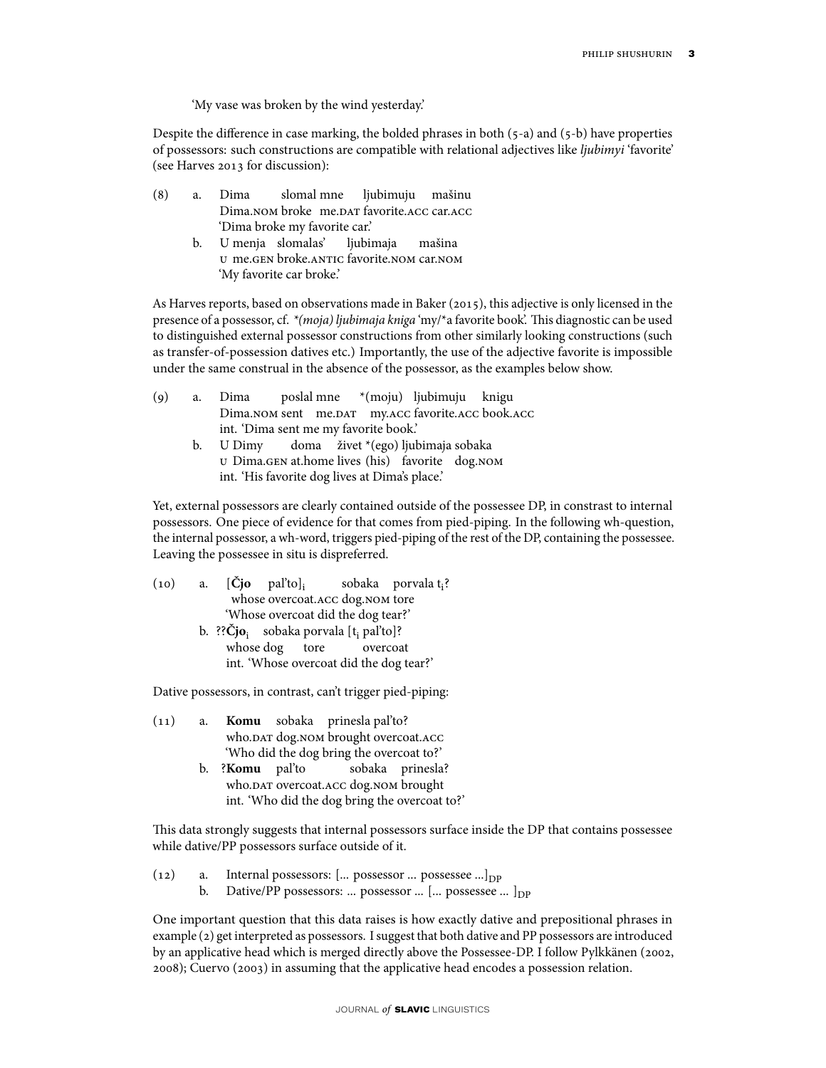'My vase was broken by the wind yesterday.'

Despite the difference in case marking, the bolded phrases in both (5-a) and (5-b) have properties of possessors: such constructions are compatible with relational adjectives like *ljubimyi* 'favorite' (see Harves 2013 for discussion):

(8) a. Dima slomal mne ljubimuju mašinu
   Dima.NOM broke me.DAT favorite.ACC car.ACC
   'Dima broke my favorite car.'

   b. U menja slomalas' ljubimaja mašina
   U me.GEN broke.ANTIC favorite.NOM car.NOM
   'My favorite car broke.'

As Harves reports, based on observations made in Baker (2015), this adjective is only licensed in the presence of a possessor, cf. *\*(moja) ljubimaja kniga* 'my/\*a favorite book'. This diagnostic can be used to distinguished external possessor constructions from other similarly looking constructions (such as transfer-of-possession datives etc.) Importantly, the use of the adjective favorite is impossible under the same construal in the absence of the possessor, as the examples below show.

(9) a. Dima poslal mne \*(moju) ljubimuju knigu
   Dima.NOM sent me.DAT my.ACC favorite.ACC book.ACC
   int. 'Dima sent me my favorite book.'

   b. U Dimy doma živet \*(ego) ljubimaja sobaka
   U Dima.GEN at.home lives (his) favorite dog.NOM
   int. 'His favorite dog lives at Dima's place.'

Yet, external possessors are clearly contained outside of the possessee DP, in constrast to internal possessors. One piece of evidence for that comes from pied-piping. In the following wh-question, the internal possessor, a wh-word, triggers pied-piping of the rest of the DP, containing the possessee. Leaving the possessee in situ is dispreferred.

(10) a. [**Čjo** pal'to]$_i$ sobaka porvala t$_i$?
   whose overcoat.ACC dog.NOM tore
   'Whose overcoat did the dog tear?'

   b. ??**Čjo**$_i$ sobaka porvala [t$_i$ pal'to]?
   whose dog tore overcoat
   int. 'Whose overcoat did the dog tear?'

Dative possessors, in contrast, can't trigger pied-piping:

(11) a. **Komu** sobaka prinesla pal'to?
   who.DAT dog.NOM brought overcoat.ACC
   'Who did the dog bring the overcoat to?'

   b. ?**Komu** pal'to sobaka prinesla?
   who.DAT overcoat.ACC dog.NOM brought
   int. 'Who did the dog bring the overcoat to?'

This data strongly suggests that internal possessors surface inside the DP that contains possessee while dative/PP possessors surface outside of it.

(12) a. Internal possessors: [... possessor ... possessee ...]$_{DP}$

   b. Dative/PP possessors: ... possessor ... [... possessee ... ]$_{DP}$

One important question that this data raises is how exactly dative and prepositional phrases in example (2) get interpreted as possessors. I suggest that both dative and PP possessors are introduced by an applicative head which is merged directly above the Possessee-DP. I follow Pylkkänen (2002, 2008); Cuervo (2003) in assuming that the applicative head encodes a possession relation.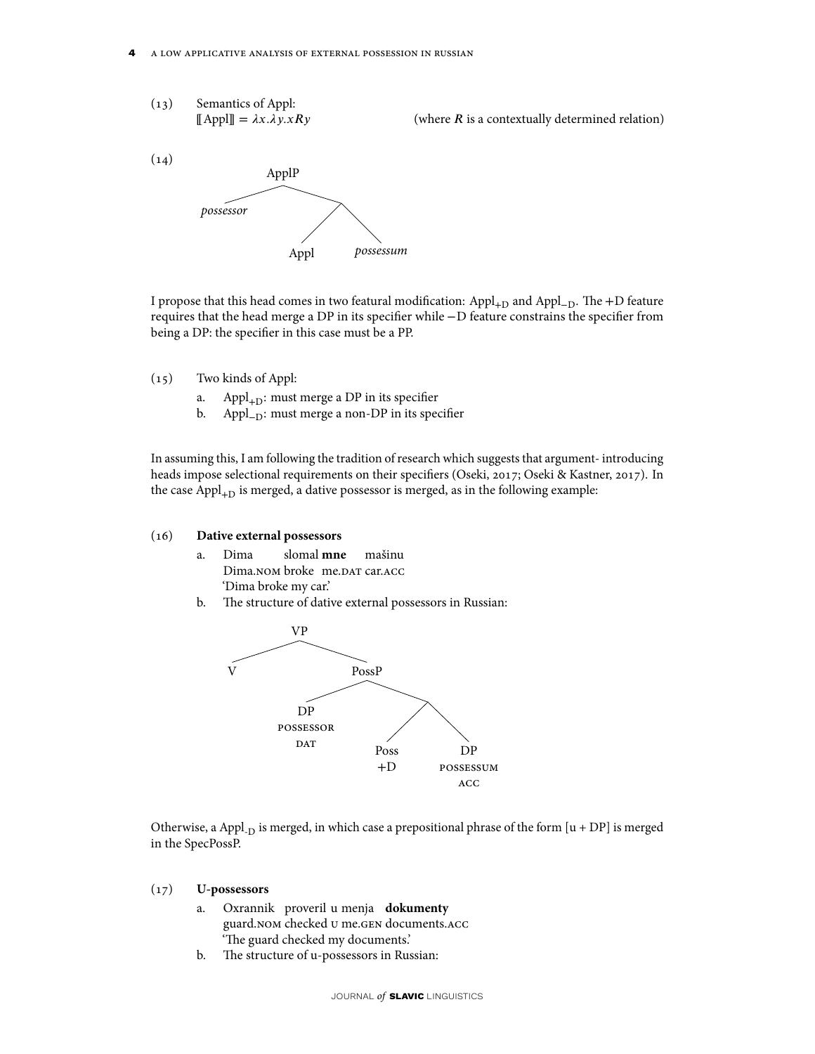(13) Semantics of Appl:
$[\![\text{Appl}]\!] = \lambda x.\lambda y.xRy$ (where $R$ is a contextually determined relation)

(14)

```
          ApplP
         /     \
  possessor     /\
               /  \
            Appl   possessum
```

I propose that this head comes in two featural modification: $\text{Appl}_{+D}$ and $\text{Appl}_{-D}$. The +D feature requires that the head merge a DP in its specifier while −D feature constrains the specifier from being a DP: the specifier in this case must be a PP.

(15) Two kinds of Appl:

a. $\text{Appl}_{+D}$: must merge a DP in its specifier
b. $\text{Appl}_{-D}$: must merge a non-DP in its specifier

In assuming this, I am following the tradition of research which suggests that argument- introducing heads impose selectional requirements on their specifiers (Oseki, 2017; Oseki & Kastner, 2017). In the case $\text{Appl}_{+D}$ is merged, a dative possessor is merged, as in the following example:

(16) **Dative external possessors**

a. Dima slomal **mne** mašinu
Dima.NOM broke me.DAT car.ACC
'Dima broke my car.'

b. The structure of dative external possessors in Russian:

```
        VP
       /  \
      V    PossP
          /     \
        DP       /\
     POSSESSOR  /  \
       DAT    Poss   DP
               +D  POSSESSUM
                      ACC
```

Otherwise, a $\text{Appl}_{-D}$ is merged, in which case a prepositional phrase of the form [u + DP] is merged in the SpecPossP.

(17) **U-possessors**

a. Oxrannik proveril u menja **dokumenty**
guard.NOM checked U me.GEN documents.ACC
'The guard checked my documents.'

b. The structure of u-possessors in Russian: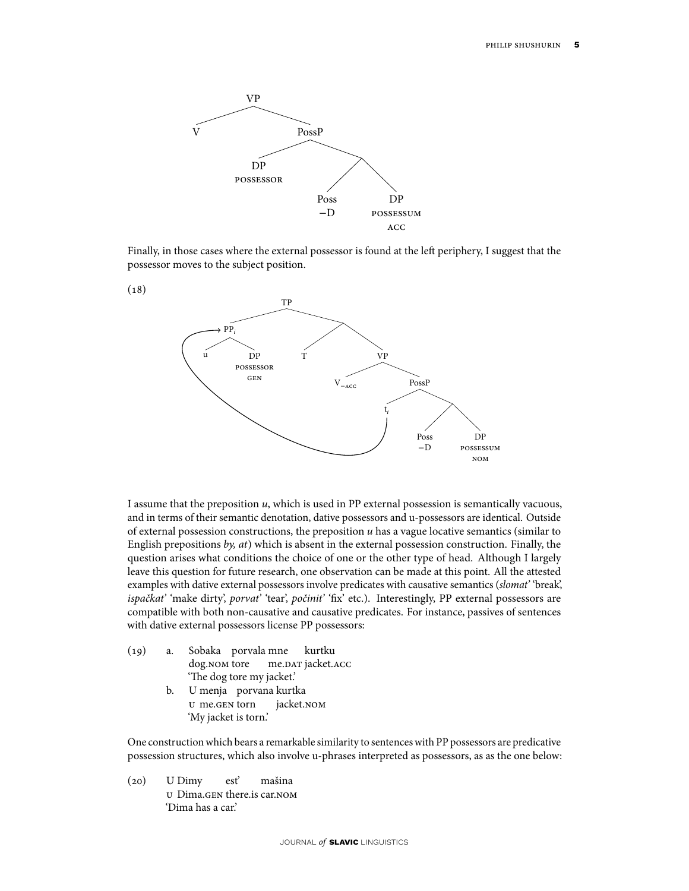```
VP
├── V
└── PossP
    ├── DP (POSSESSOR)
    └── 
        ├── Poss (−D)
        └── DP (POSSESSUM, ACC)
```

Finally, in those cases where the external possessor is found at the left periphery, I suggest that the possessor moves to the subject position.

(18)

```
TP
├── PP_i
│   ├── u
│   └── DP (POSSESSOR, GEN)
└── 
    ├── T
    └── VP
        ├── V_{−ACC}
        └── PossP
            ├── t_i
            └── 
                ├── Poss (−D)
                └── DP (POSSESSUM, NOM)
```

I assume that the preposition *u*, which is used in PP external possession is semantically vacuous, and in terms of their semantic denotation, dative possessors and u-possessors are identical. Outside of external possession constructions, the preposition *u* has a vague locative semantics (similar to English prepositions *by, at*) which is absent in the external possession construction. Finally, the question arises what conditions the choice of one or the other type of head. Although I largely leave this question for future research, one observation can be made at this point. All the attested examples with dative external possessors involve predicates with causative semantics (*slomat'* 'break', *ispačkat'* 'make dirty', *porvat'* 'tear', *počinit'* 'fix' etc.). Interestingly, PP external possessors are compatible with both non-causative and causative predicates. For instance, passives of sentences with dative external possessors license PP possessors:

(19) a. Sobaka porvala mne kurtku
dog.NOM tore me.DAT jacket.ACC
'The dog tore my jacket.'

b. U menja porvana kurtka
U me.GEN torn jacket.NOM
'My jacket is torn.'

One construction which bears a remarkable similarity to sentences with PP possessors are predicative possession structures, which also involve u-phrases interpreted as possessors, as as the one below:

(20) U Dimy est' mašina
U Dima.GEN there.is car.NOM
'Dima has a car.'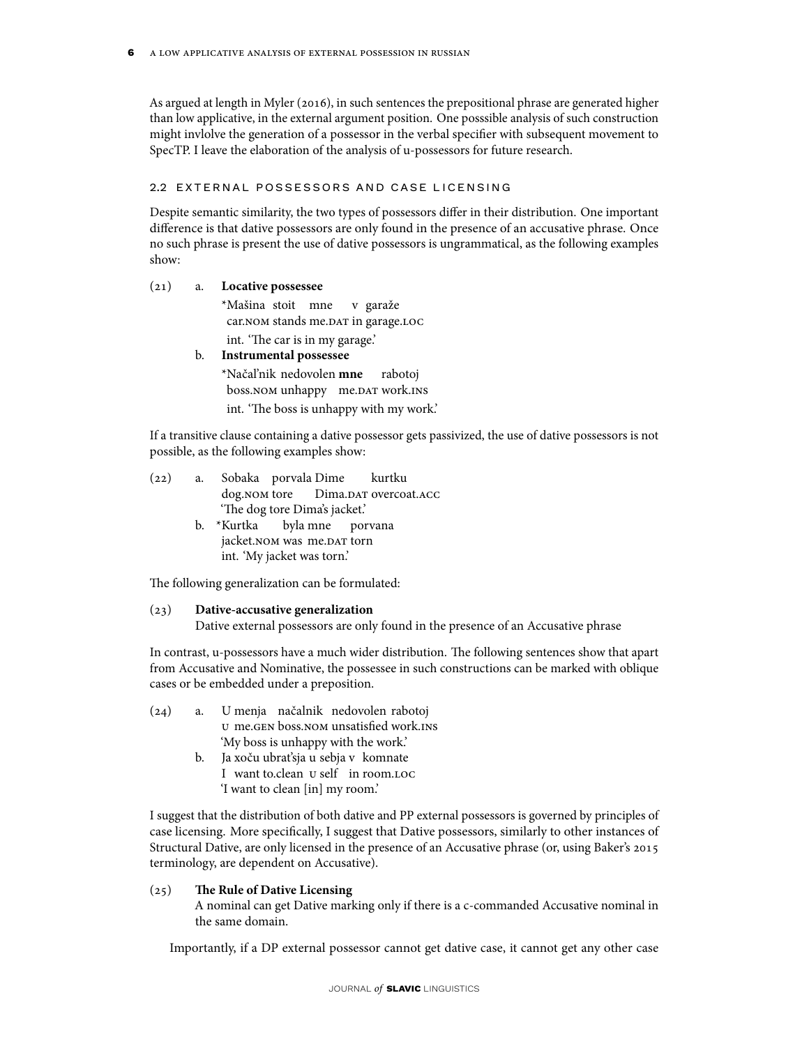As argued at length in Myler (2016), in such sentences the prepositional phrase are generated higher than low applicative, in the external argument position. One posssible analysis of such construction might invlolve the generation of a possessor in the verbal specifier with subsequent movement to SpecTP. I leave the elaboration of the analysis of u-possessors for future research.

## 2.2 External possessors and case licensing

Despite semantic similarity, the two types of possessors differ in their distribution. One important difference is that dative possessors are only found in the presence of an accusative phrase. Once no such phrase is present the use of dative possessors is ungrammatical, as the following examples show:

(21) a. **Locative possessee**
  *Mašina stoit mne v garaže
  car.NOM stands me.DAT in garage.LOC
  int. 'The car is in my garage.'

  b. **Instrumental possessee**
  *Načal'nik nedovolen **mne** rabotoj
  boss.NOM unhappy me.DAT work.INS
  int. 'The boss is unhappy with my work.'

If a transitive clause containing a dative possessor gets passivized, the use of dative possessors is not possible, as the following examples show:

(22) a. Sobaka porvala Dime kurtku
  dog.NOM tore Dima.DAT overcoat.ACC
  'The dog tore Dima's jacket.'

  b. *Kurtka byla mne porvana
  jacket.NOM was me.DAT torn
  int. 'My jacket was torn.'

The following generalization can be formulated:

(23) **Dative-accusative generalization**
  Dative external possessors are only found in the presence of an Accusative phrase

In contrast, u-possessors have a much wider distribution. The following sentences show that apart from Accusative and Nominative, the possessee in such constructions can be marked with oblique cases or be embedded under a preposition.

(24) a. U menja načalnik nedovolen rabotoj
  U me.GEN boss.NOM unsatisfied work.INS
  'My boss is unhappy with the work.'

  b. Ja xoču ubrat'sja u sebja v komnate
  I want to.clean U self in room.LOC
  'I want to clean [in] my room.'

I suggest that the distribution of both dative and PP external possessors is governed by principles of case licensing. More specifically, I suggest that Dative possessors, similarly to other instances of Structural Dative, are only licensed in the presence of an Accusative phrase (or, using Baker's 2015 terminology, are dependent on Accusative).

(25) **The Rule of Dative Licensing**
  A nominal can get Dative marking only if there is a c-commanded Accusative nominal in the same domain.

Importantly, if a DP external possessor cannot get dative case, it cannot get any other case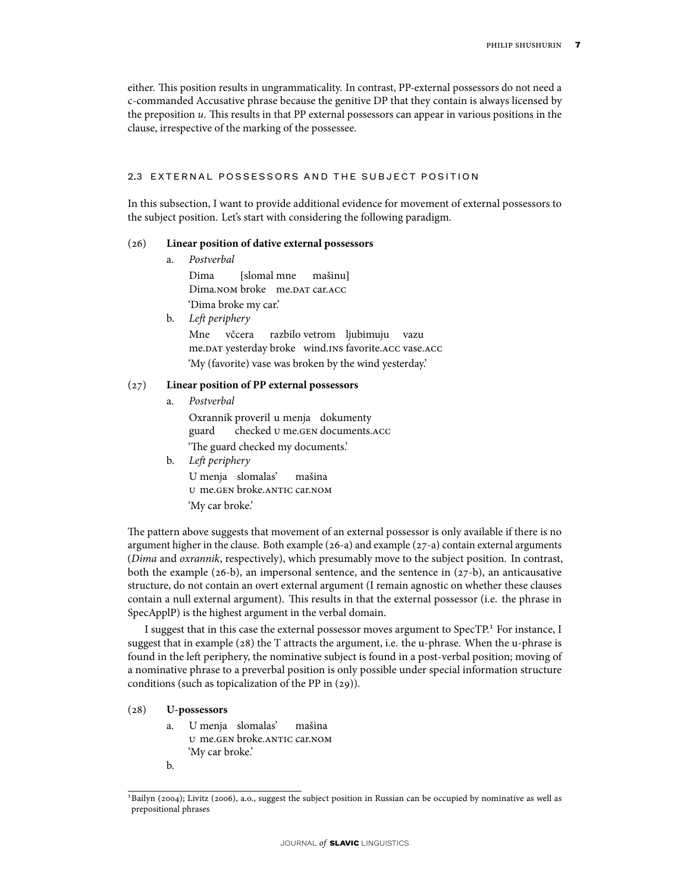either. This position results in ungrammaticality. In contrast, PP-external possessors do not need a c-commanded Accusative phrase because the genitive DP that they contain is always licensed by the preposition *u*. This results in that PP external possessors can appear in various positions in the clause, irrespective of the marking of the possessee.

### 2.3 EXTERNAL POSSESSORS AND THE SUBJECT POSITION

In this subsection, I want to provide additional evidence for movement of external possessors to the subject position. Let's start with considering the following paradigm.

(26) **Linear position of dative external possessors**

a. *Postverbal*

   Dima [slomal mne mašinu]
   Dima.NOM broke me.DAT car.ACC
   'Dima broke my car.'

b. *Left periphery*

   Mne včcera razbilo vetrom ljubimuju vazu
   me.DAT yesterday broke wind.INS favorite.ACC vase.ACC
   'My (favorite) vase was broken by the wind yesterday.'

(27) **Linear position of PP external possessors**

a. *Postverbal*

   Oxrannik proveril u menja dokumenty
   guard checked U me.GEN documents.ACC
   'The guard checked my documents.'

b. *Left periphery*

   U menja slomalas' mašina
   U me.GEN broke.ANTIC car.NOM
   'My car broke.'

The pattern above suggests that movement of an external possessor is only available if there is no argument higher in the clause. Both example (26-a) and example (27-a) contain external arguments (*Dima* and *oxrannik*, respectively), which presumably move to the subject position. In contrast, both the example (26-b), an impersonal sentence, and the sentence in (27-b), an anticausative structure, do not contain an overt external argument (I remain agnostic on whether these clauses contain a null external argument). This results in that the external possessor (i.e. the phrase in SpecApplP) is the highest argument in the verbal domain.

I suggest that in this case the external possessor moves argument to SpecTP.[1] For instance, I suggest that in example (28) the T attracts the argument, i.e. the u-phrase. When the u-phrase is found in the left periphery, the nominative subject is found in a post-verbal position; moving of a nominative phrase to a preverbal position is only possible under special information structure conditions (such as topicalization of the PP in (29)).

(28) **U-possessors**

a. U menja slomalas' mašina
   U me.GEN broke.ANTIC car.NOM
   'My car broke.'

b.

[1] Bailyn (2004); Livitz (2006), a.o., suggest the subject position in Russian can be occupied by nominative as well as prepositional phrases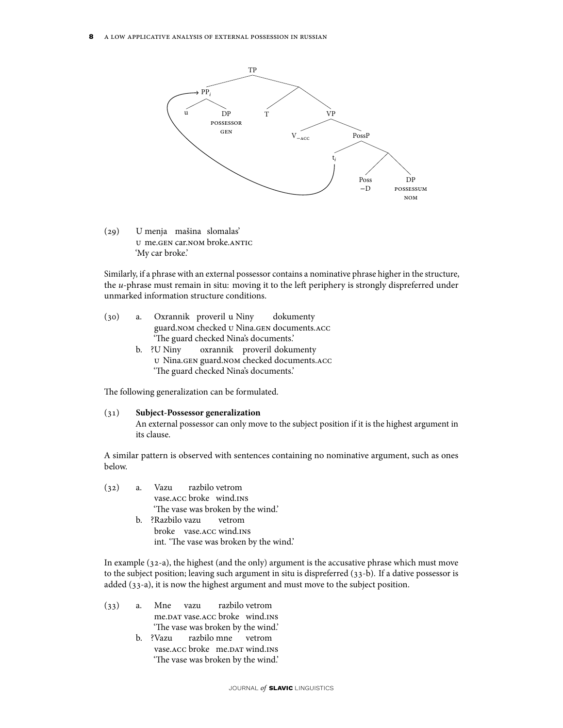```
TP
├── PP_i
│   ├── u
│   └── DP
│       possessor
│       gen
├── T
└── VP
    ├── V_−acc
    └── PossP
        ├── t_i
        └──
            ├── Poss
            │   −D
            └── DP
                possessum
                nom
```

(29) U menja mašina slomalas'
u me.gen car.nom broke.antic
'My car broke.'

Similarly, if a phrase with an external possessor contains a nominative phrase higher in the structure, the *u*-phrase must remain in situ: moving it to the left periphery is strongly dispreferred under unmarked information structure conditions.

(30) a. Oxrannik proveril u Niny dokumenty
guard.nom checked u Nina.gen documents.acc
'The guard checked Nina's documents.'

b. ?U Niny oxrannik proveril dokumenty
u Nina.gen guard.nom checked documents.acc
'The guard checked Nina's documents.'

The following generalization can be formulated.

(31) **Subject-Possessor generalization**
An external possessor can only move to the subject position if it is the highest argument in its clause.

A similar pattern is observed with sentences containing no nominative argument, such as ones below.

(32) a. Vazu razbilo vetrom
vase.acc broke wind.ins
'The vase was broken by the wind.'

b. ?Razbilo vazu vetrom
broke vase.acc wind.ins
int. 'The vase was broken by the wind.'

In example (32-a), the highest (and the only) argument is the accusative phrase which must move to the subject position; leaving such argument in situ is dispreferred (33-b). If a dative possessor is added (33-a), it is now the highest argument and must move to the subject position.

(33) a. Mne vazu razbilo vetrom
me.dat vase.acc broke wind.ins
'The vase was broken by the wind.'

b. ?Vazu razbilo mne vetrom
vase.acc broke me.dat wind.ins
'The vase was broken by the wind.'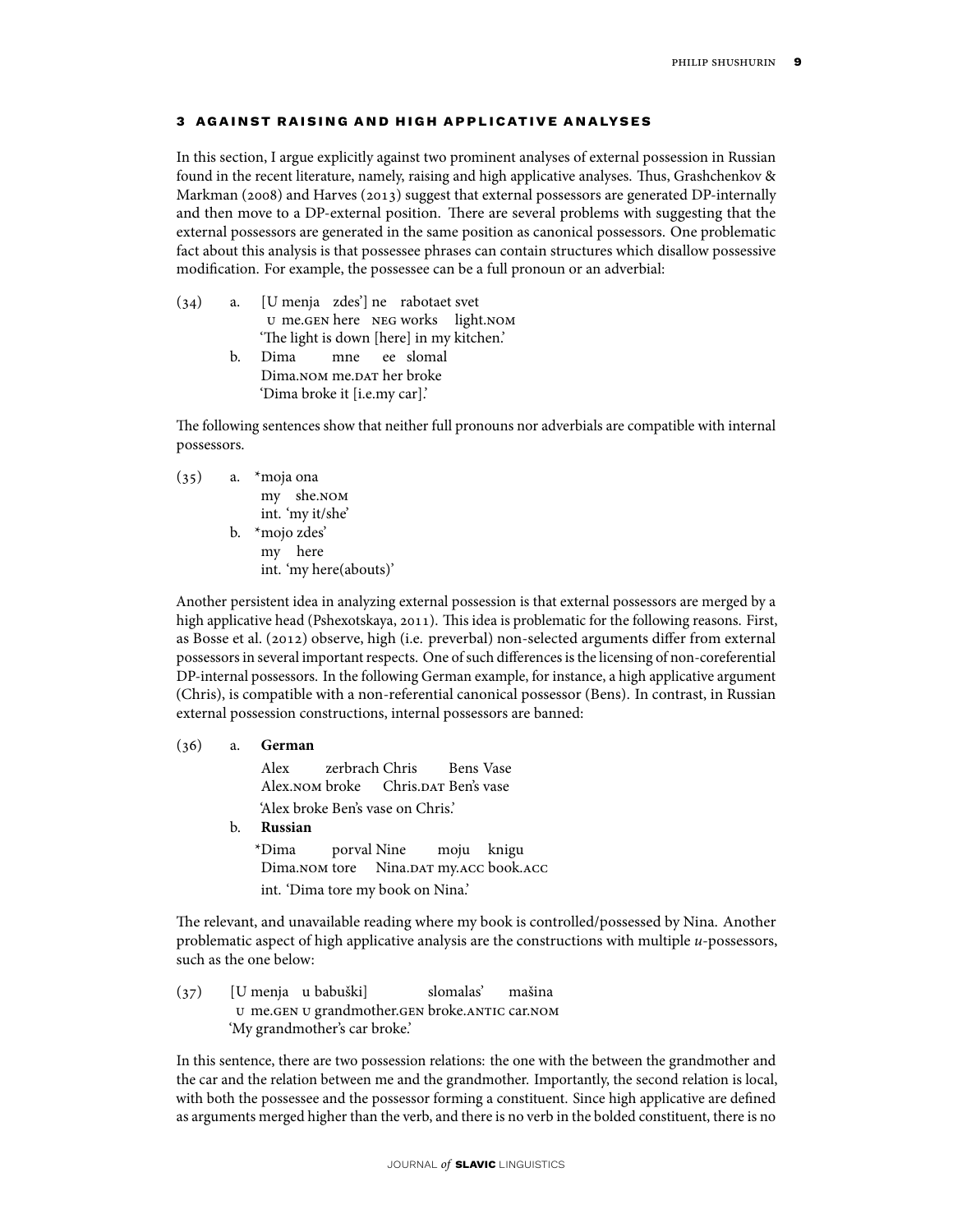## 3 AGAINST RAISING AND HIGH APPLICATIVE ANALYSES

In this section, I argue explicitly against two prominent analyses of external possession in Russian found in the recent literature, namely, raising and high applicative analyses. Thus, Grashchenkov & Markman (2008) and Harves (2013) suggest that external possessors are generated DP-internally and then move to a DP-external position. There are several problems with suggesting that the external possessors are generated in the same position as canonical possessors. One problematic fact about this analysis is that possessee phrases can contain structures which disallow possessive modification. For example, the possessee can be a full pronoun or an adverbial:

(34) a. [U menja zdes'] ne rabotaet svet
 u me.GEN here NEG works light.NOM
 'The light is down [here] in my kitchen.'

 b. Dima mne ee slomal
 Dima.NOM me.DAT her broke
 'Dima broke it [i.e.my car].'

The following sentences show that neither full pronouns nor adverbials are compatible with internal possessors.

(35) a. *moja ona
 my she.NOM
 int. 'my it/she'

 b. *mojo zdes'
 my here
 int. 'my here(abouts)'

Another persistent idea in analyzing external possession is that external possessors are merged by a high applicative head (Pshexotskaya, 2011). This idea is problematic for the following reasons. First, as Bosse et al. (2012) observe, high (i.e. preverbal) non-selected arguments differ from external possessors in several important respects. One of such differences is the licensing of non-coreferential DP-internal possessors. In the following German example, for instance, a high applicative argument (Chris), is compatible with a non-referential canonical possessor (Bens). In contrast, in Russian external possession constructions, internal possessors are banned:

(36) a. **German**
 Alex zerbrach Chris Bens Vase
 Alex.NOM broke Chris.DAT Ben's vase
 'Alex broke Ben's vase on Chris.'

 b. **Russian**
 *Dima porval Nine moju knigu
 Dima.NOM tore Nina.DAT my.ACC book.ACC
 int. 'Dima tore my book on Nina.'

The relevant, and unavailable reading where my book is controlled/possessed by Nina. Another problematic aspect of high applicative analysis are the constructions with multiple *u*-possessors, such as the one below:

(37) [U menja u babuški] slomalas' mašina
 u me.GEN u grandmother.GEN broke.ANTIC car.NOM
 'My grandmother's car broke.'

In this sentence, there are two possession relations: the one with the between the grandmother and the car and the relation between me and the grandmother. Importantly, the second relation is local, with both the possessee and the possessor forming a constituent. Since high applicative are defined as arguments merged higher than the verb, and there is no verb in the bolded constituent, there is no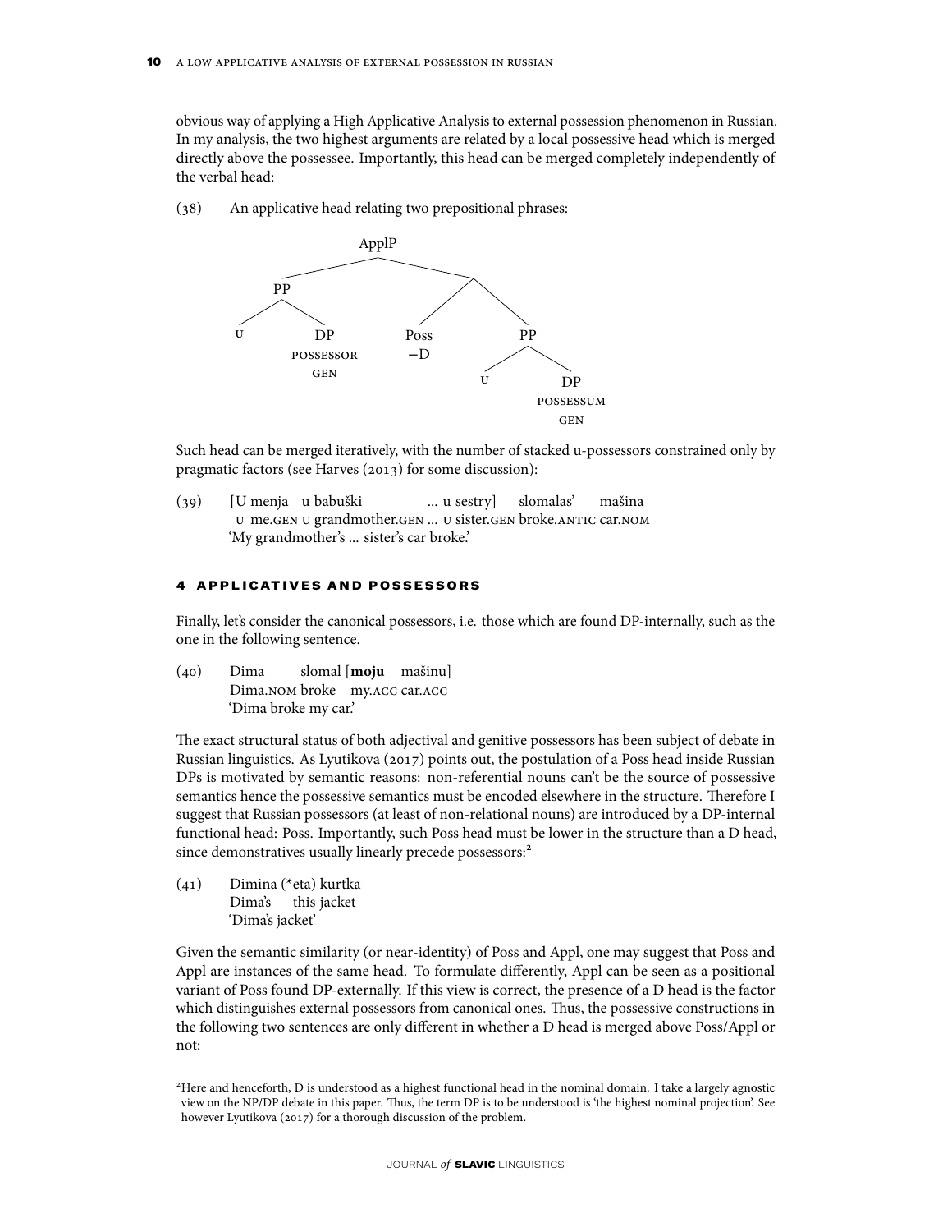obvious way of applying a High Applicative Analysis to external possession phenomenon in Russian. In my analysis, the two highest arguments are related by a local possessive head which is merged directly above the possessee. Importantly, this head can be merged completely independently of the verbal head:

(38) An applicative head relating two prepositional phrases:

```
                 ApplP
              /         \
            PP            \
           /  \          /  \
          U    DP     Poss    PP
           POSSESSOR   −D    /  \
              GEN           U    DP
                              POSSESSUM
                                 GEN
```

Such head can be merged iteratively, with the number of stacked u-possessors constrained only by pragmatic factors (see Harves (2013) for some discussion):

(39) [U menja u babuški ... u sestry] slomalas' mašina
U me.GEN U grandmother.GEN ... U sister.GEN broke.ANTIC car.NOM
'My grandmother's ... sister's car broke.'

## 4 APPLICATIVES AND POSSESSORS

Finally, let's consider the canonical possessors, i.e. those which are found DP-internally, such as the one in the following sentence.

(40) Dima slomal [**moju** mašinu]
Dima.NOM broke my.ACC car.ACC
'Dima broke my car.'

The exact structural status of both adjectival and genitive possessors has been subject of debate in Russian linguistics. As Lyutikova (2017) points out, the postulation of a Poss head inside Russian DPs is motivated by semantic reasons: non-referential nouns can't be the source of possessive semantics hence the possessive semantics must be encoded elsewhere in the structure. Therefore I suggest that Russian possessors (at least of non-relational nouns) are introduced by a DP-internal functional head: Poss. Importantly, such Poss head must be lower in the structure than a D head, since demonstratives usually linearly precede possessors:[2]

(41) Dimina (*eta) kurtka
Dima's this jacket
'Dima's jacket'

Given the semantic similarity (or near-identity) of Poss and Appl, one may suggest that Poss and Appl are instances of the same head. To formulate differently, Appl can be seen as a positional variant of Poss found DP-externally. If this view is correct, the presence of a D head is the factor which distinguishes external possessors from canonical ones. Thus, the possessive constructions in the following two sentences are only different in whether a D head is merged above Poss/Appl or not:

[2] Here and henceforth, D is understood as a highest functional head in the nominal domain. I take a largely agnostic view on the NP/DP debate in this paper. Thus, the term DP is to be understood is 'the highest nominal projection'. See however Lyutikova (2017) for a thorough discussion of the problem.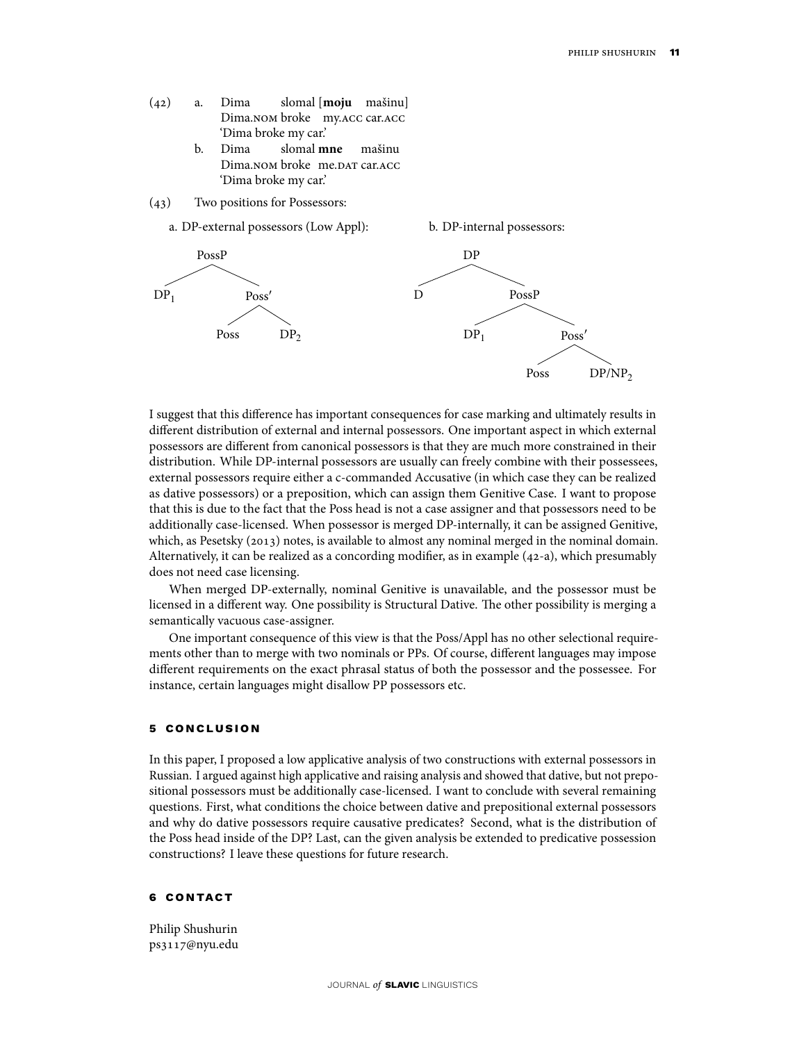(42) a. Dima slomal [**moju** mašinu]
Dima.NOM broke my.ACC car.ACC
'Dima broke my car.'

b. Dima slomal **mne** mašinu
Dima.NOM broke me.DAT car.ACC
'Dima broke my car.'

(43) Two positions for Possessors:

a. DP-external possessors (Low Appl):

```
        PossP
       /     \
    DP1      Poss'
            /     \
         Poss     DP2
```

b. DP-internal possessors:

```
        DP
       /  \
      D   PossP
         /     \
       DP1     Poss'
              /     \
           Poss    DP/NP2
```

I suggest that this difference has important consequences for case marking and ultimately results in different distribution of external and internal possessors. One important aspect in which external possessors are different from canonical possessors is that they are much more constrained in their distribution. While DP-internal possessors are usually can freely combine with their possessees, external possessors require either a c-commanded Accusative (in which case they can be realized as dative possessors) or a preposition, which can assign them Genitive Case. I want to propose that this is due to the fact that the Poss head is not a case assigner and that possessors need to be additionally case-licensed. When possessor is merged DP-internally, it can be assigned Genitive, which, as Pesetsky (2013) notes, is available to almost any nominal merged in the nominal domain. Alternatively, it can be realized as a concording modifier, as in example (42-a), which presumably does not need case licensing.

When merged DP-externally, nominal Genitive is unavailable, and the possessor must be licensed in a different way. One possibility is Structural Dative. The other possibility is merging a semantically vacuous case-assigner.

One important consequence of this view is that the Poss/Appl has no other selectional requirements other than to merge with two nominals or PPs. Of course, different languages may impose different requirements on the exact phrasal status of both the possessor and the possessee. For instance, certain languages might disallow PP possessors etc.

## 5 CONCLUSION

In this paper, I proposed a low applicative analysis of two constructions with external possessors in Russian. I argued against high applicative and raising analysis and showed that dative, but not prepositional possessors must be additionally case-licensed. I want to conclude with several remaining questions. First, what conditions the choice between dative and prepositional external possessors and why do dative possessors require causative predicates? Second, what is the distribution of the Poss head inside of the DP? Last, can the given analysis be extended to predicative possession constructions? I leave these questions for future research.

## 6 CONTACT

Philip Shushurin
ps3117@nyu.edu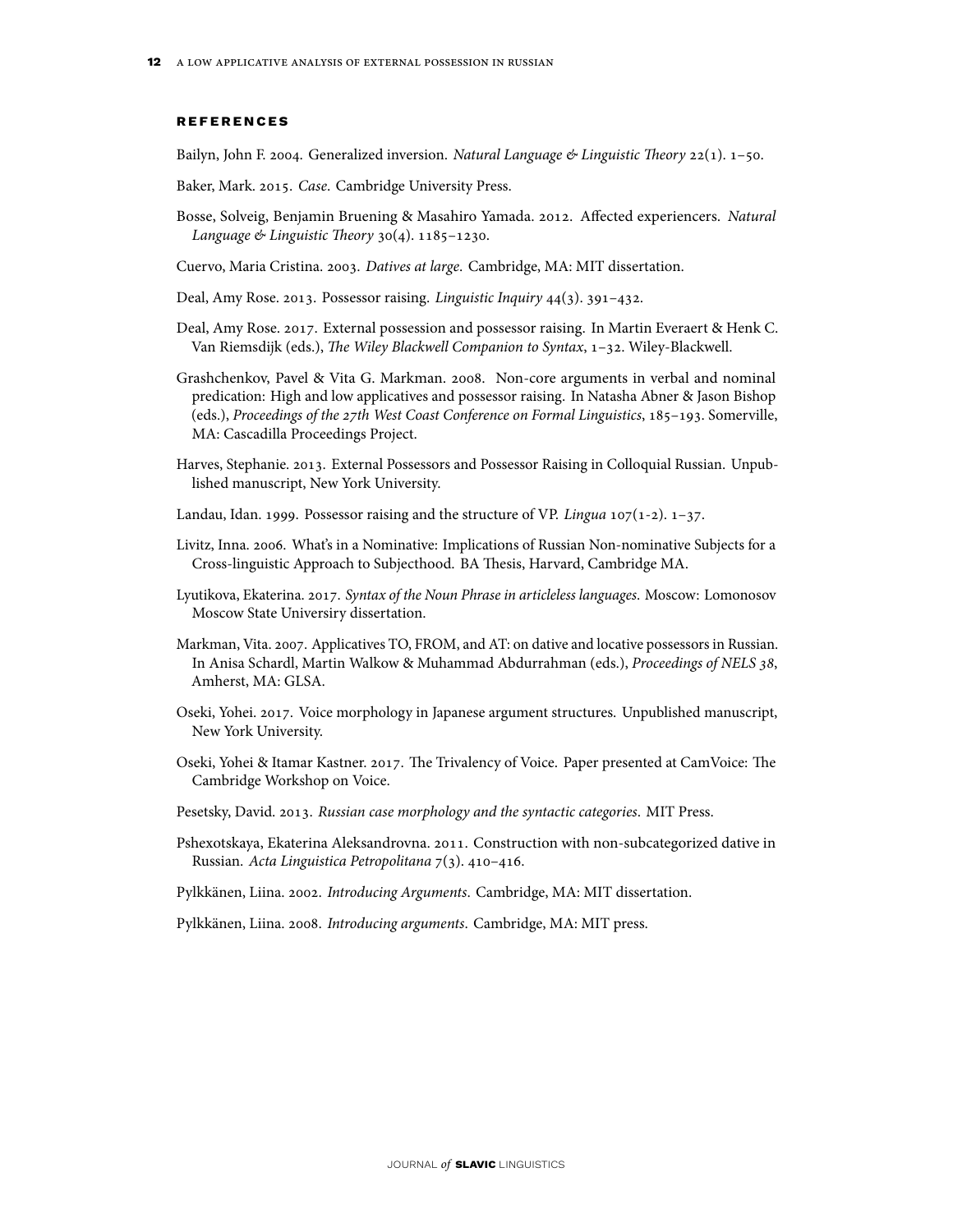## REFERENCES

Bailyn, John F. 2004. Generalized inversion. *Natural Language & Linguistic Theory* 22(1). 1–50.

Baker, Mark. 2015. *Case*. Cambridge University Press.

Bosse, Solveig, Benjamin Bruening & Masahiro Yamada. 2012. Affected experiencers. *Natural Language & Linguistic Theory* 30(4). 1185–1230.

Cuervo, Maria Cristina. 2003. *Datives at large*. Cambridge, MA: MIT dissertation.

Deal, Amy Rose. 2013. Possessor raising. *Linguistic Inquiry* 44(3). 391–432.

Deal, Amy Rose. 2017. External possession and possessor raising. In Martin Everaert & Henk C. Van Riemsdijk (eds.), *The Wiley Blackwell Companion to Syntax*, 1–32. Wiley-Blackwell.

Grashchenkov, Pavel & Vita G. Markman. 2008. Non-core arguments in verbal and nominal predication: High and low applicatives and possessor raising. In Natasha Abner & Jason Bishop (eds.), *Proceedings of the 27th West Coast Conference on Formal Linguistics*, 185–193. Somerville, MA: Cascadilla Proceedings Project.

Harves, Stephanie. 2013. External Possessors and Possessor Raising in Colloquial Russian. Unpublished manuscript, New York University.

Landau, Idan. 1999. Possessor raising and the structure of VP. *Lingua* 107(1-2). 1–37.

Livitz, Inna. 2006. What's in a Nominative: Implications of Russian Non-nominative Subjects for a Cross-linguistic Approach to Subjecthood. BA Thesis, Harvard, Cambridge MA.

Lyutikova, Ekaterina. 2017. *Syntax of the Noun Phrase in articleless languages*. Moscow: Lomonosov Moscow State Universiry dissertation.

Markman, Vita. 2007. Applicatives TO, FROM, and AT: on dative and locative possessors in Russian. In Anisa Schardl, Martin Walkow & Muhammad Abdurrahman (eds.), *Proceedings of NELS 38*, Amherst, MA: GLSA.

Oseki, Yohei. 2017. Voice morphology in Japanese argument structures. Unpublished manuscript, New York University.

Oseki, Yohei & Itamar Kastner. 2017. The Trivalency of Voice. Paper presented at CamVoice: The Cambridge Workshop on Voice.

Pesetsky, David. 2013. *Russian case morphology and the syntactic categories*. MIT Press.

Pshexotskaya, Ekaterina Aleksandrovna. 2011. Construction with non-subcategorized dative in Russian. *Acta Linguistica Petropolitana* 7(3). 410–416.

Pylkkänen, Liina. 2002. *Introducing Arguments*. Cambridge, MA: MIT dissertation.

Pylkkänen, Liina. 2008. *Introducing arguments*. Cambridge, MA: MIT press.